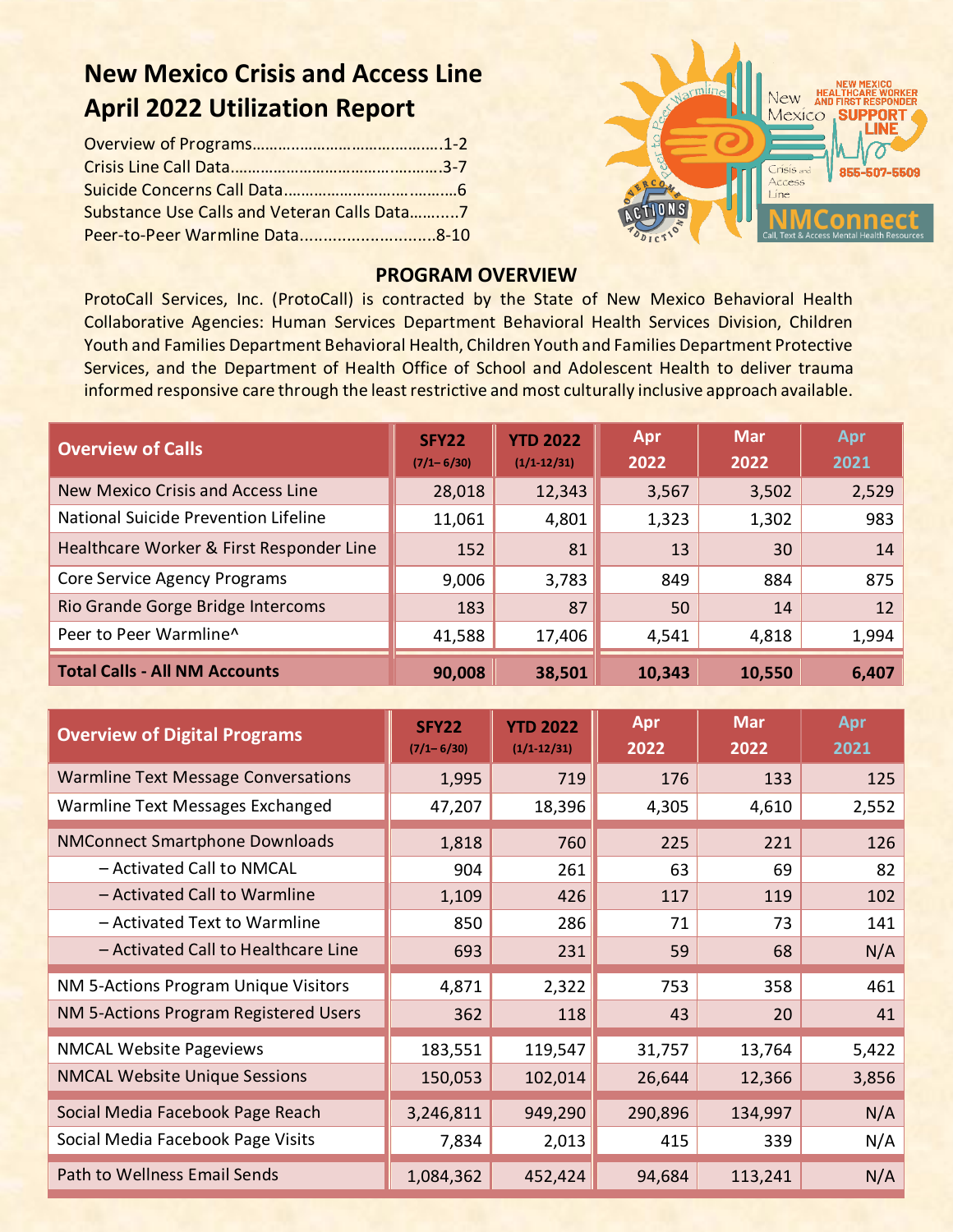# New Mexico Crisis and Access Line
# April 2022 Utilization Report

Overview of Programs……………………………………1-2
Crisis Line Call Data………………………………………3-7
Suicide Concerns Call Data…………………………………6
Substance Use Calls and Veteran Calls Data………..7
Peer-to-Peer Warmline Data............................8-10

## PROGRAM OVERVIEW

ProtoCall Services, Inc. (ProtoCall) is contracted by the State of New Mexico Behavioral Health Collaborative Agencies: Human Services Department Behavioral Health Services Division, Children Youth and Families Department Behavioral Health, Children Youth and Families Department Protective Services, and the Department of Health Office of School and Adolescent Health to deliver trauma informed responsive care through the least restrictive and most culturally inclusive approach available.

| Overview of Calls | SFY22 (7/1– 6/30) | YTD 2022 (1/1-12/31) | Apr 2022 | Mar 2022 | Apr 2021 |
|---|---|---|---|---|---|
| New Mexico Crisis and Access Line | 28,018 | 12,343 | 3,567 | 3,502 | 2,529 |
| National Suicide Prevention Lifeline | 11,061 | 4,801 | 1,323 | 1,302 | 983 |
| Healthcare Worker & First Responder Line | 152 | 81 | 13 | 30 | 14 |
| Core Service Agency Programs | 9,006 | 3,783 | 849 | 884 | 875 |
| Rio Grande Gorge Bridge Intercoms | 183 | 87 | 50 | 14 | 12 |
| Peer to Peer Warmline^ | 41,588 | 17,406 | 4,541 | 4,818 | 1,994 |
| **Total Calls - All NM Accounts** | **90,008** | **38,501** | **10,343** | **10,550** | **6,407** |

| Overview of Digital Programs | SFY22 (7/1– 6/30) | YTD 2022 (1/1-12/31) | Apr 2022 | Mar 2022 | Apr 2021 |
|---|---|---|---|---|---|
| Warmline Text Message Conversations | 1,995 | 719 | 176 | 133 | 125 |
| Warmline Text Messages Exchanged | 47,207 | 18,396 | 4,305 | 4,610 | 2,552 |
| NMConnect Smartphone Downloads | 1,818 | 760 | 225 | 221 | 126 |
| – Activated Call to NMCAL | 904 | 261 | 63 | 69 | 82 |
| – Activated Call to Warmline | 1,109 | 426 | 117 | 119 | 102 |
| – Activated Text to Warmline | 850 | 286 | 71 | 73 | 141 |
| – Activated Call to Healthcare Line | 693 | 231 | 59 | 68 | N/A |
| NM 5-Actions Program Unique Visitors | 4,871 | 2,322 | 753 | 358 | 461 |
| NM 5-Actions Program Registered Users | 362 | 118 | 43 | 20 | 41 |
| NMCAL Website Pageviews | 183,551 | 119,547 | 31,757 | 13,764 | 5,422 |
| NMCAL Website Unique Sessions | 150,053 | 102,014 | 26,644 | 12,366 | 3,856 |
| Social Media Facebook Page Reach | 3,246,811 | 949,290 | 290,896 | 134,997 | N/A |
| Social Media Facebook Page Visits | 7,834 | 2,013 | 415 | 339 | N/A |
| Path to Wellness Email Sends | 1,084,362 | 452,424 | 94,684 | 113,241 | N/A |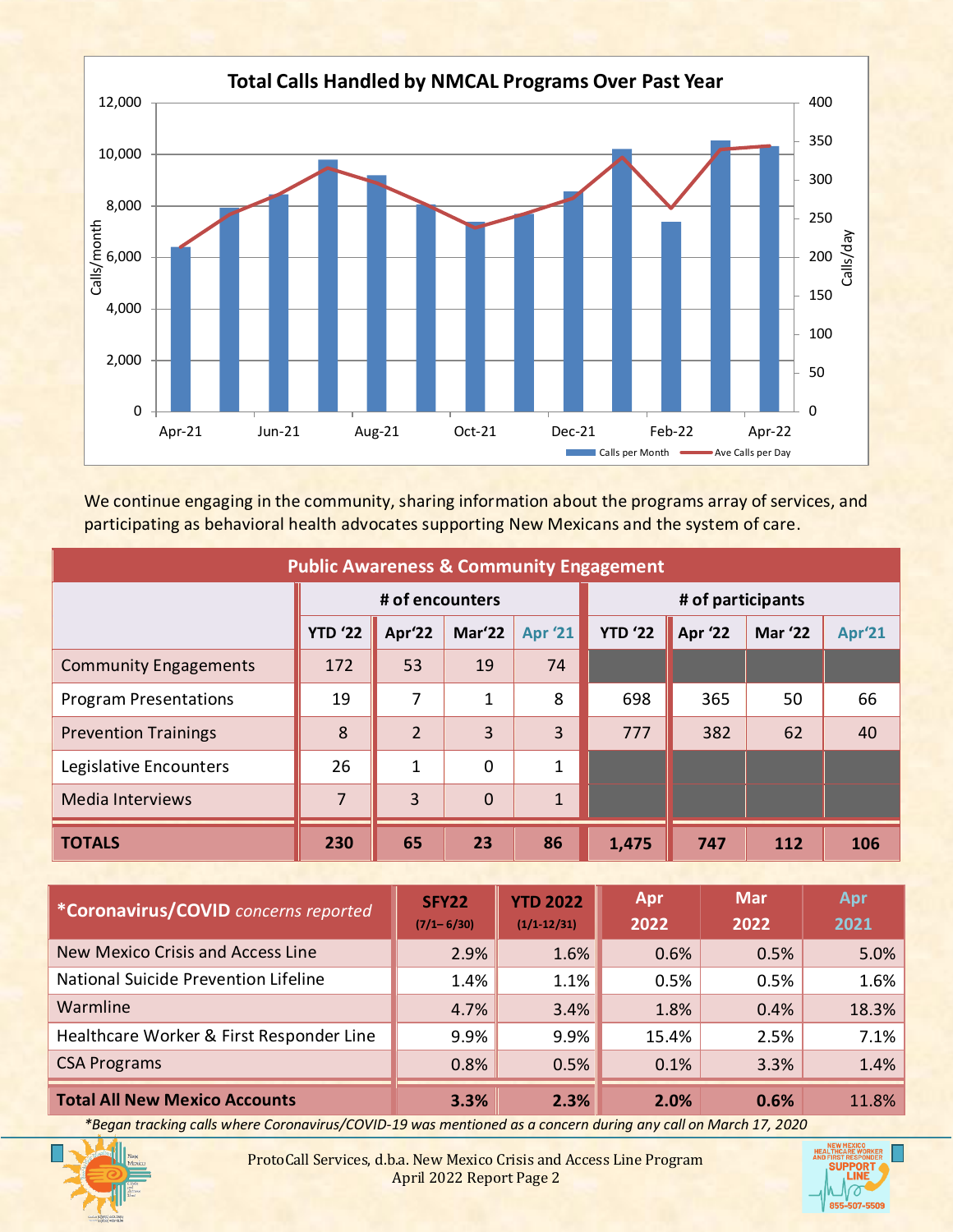## Total Calls Handled by NMCAL Programs Over Past Year

We continue engaging in the community, sharing information about the programs array of services, and participating as behavioral health advocates supporting New Mexicans and the system of care.

| Public Awareness & Community Engagement | # of encounters | | | | # of participants | | | |
|---|---|---|---|---|---|---|---|---|
| | YTD '22 | Apr'22 | Mar'22 | Apr '21 | YTD '22 | Apr '22 | Mar '22 | Apr'21 |
| Community Engagements | 172 | 53 | 19 | 74 | | | | |
| Program Presentations | 19 | 7 | 1 | 8 | 698 | 365 | 50 | 66 |
| Prevention Trainings | 8 | 2 | 3 | 3 | 777 | 382 | 62 | 40 |
| Legislative Encounters | 26 | 1 | 0 | 1 | | | | |
| Media Interviews | 7 | 3 | 0 | 1 | | | | |
| **TOTALS** | **230** | **65** | **23** | **86** | **1,475** | **747** | **112** | **106** |

| ***Coronavirus/COVID** *concerns reported* | **SFY22** (7/1– 6/30) | **YTD 2022** (1/1-12/31) | **Apr 2022** | **Mar 2022** | **Apr 2021** |
|---|---|---|---|---|---|
| New Mexico Crisis and Access Line | 2.9% | 1.6% | 0.6% | 0.5% | 5.0% |
| National Suicide Prevention Lifeline | 1.4% | 1.1% | 0.5% | 0.5% | 1.6% |
| Warmline | 4.7% | 3.4% | 1.8% | 0.4% | 18.3% |
| Healthcare Worker & First Responder Line | 9.9% | 9.9% | 15.4% | 2.5% | 7.1% |
| CSA Programs | 0.8% | 0.5% | 0.1% | 3.3% | 1.4% |
| **Total All New Mexico Accounts** | **3.3%** | **2.3%** | **2.0%** | **0.6%** | 11.8% |

*\*Began tracking calls where Coronavirus/COVID-19 was mentioned as a concern during any call on March 17, 2020*

ProtoCall Services, d.b.a. New Mexico Crisis and Access Line Program
April 2022 Report Page 2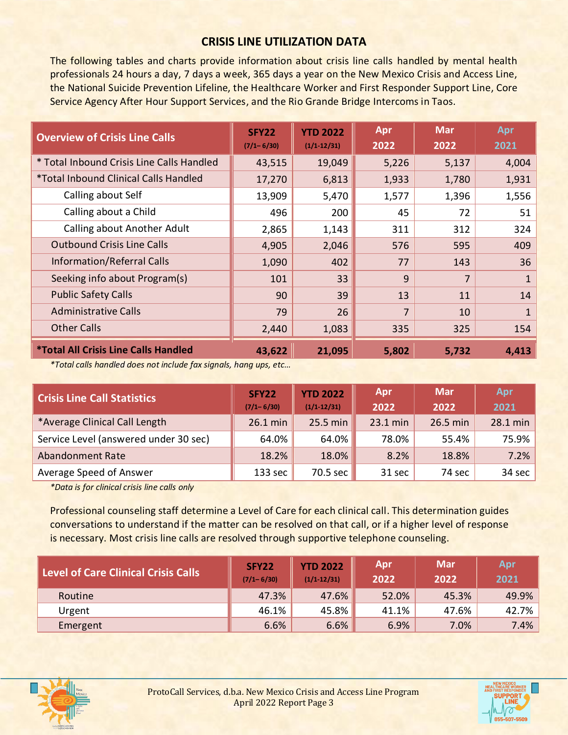## CRISIS LINE UTILIZATION DATA

The following tables and charts provide information about crisis line calls handled by mental health professionals 24 hours a day, 7 days a week, 365 days a year on the New Mexico Crisis and Access Line, the National Suicide Prevention Lifeline, the Healthcare Worker and First Responder Support Line, Core Service Agency After Hour Support Services, and the Rio Grande Bridge Intercoms in Taos.

| Overview of Crisis Line Calls | SFY22 (7/1– 6/30) | YTD 2022 (1/1-12/31) | Apr 2022 | Mar 2022 | Apr 2021 |
|---|---|---|---|---|---|
| * Total Inbound Crisis Line Calls Handled | 43,515 | 19,049 | 5,226 | 5,137 | 4,004 |
| *Total Inbound Clinical Calls Handled | 17,270 | 6,813 | 1,933 | 1,780 | 1,931 |
| Calling about Self | 13,909 | 5,470 | 1,577 | 1,396 | 1,556 |
| Calling about a Child | 496 | 200 | 45 | 72 | 51 |
| Calling about Another Adult | 2,865 | 1,143 | 311 | 312 | 324 |
| Outbound Crisis Line Calls | 4,905 | 2,046 | 576 | 595 | 409 |
| Information/Referral Calls | 1,090 | 402 | 77 | 143 | 36 |
| Seeking info about Program(s) | 101 | 33 | 9 | 7 | 1 |
| Public Safety Calls | 90 | 39 | 13 | 11 | 14 |
| Administrative Calls | 79 | 26 | 7 | 10 | 1 |
| Other Calls | 2,440 | 1,083 | 335 | 325 | 154 |
| **\*Total All Crisis Line Calls Handled** | **43,622** | **21,095** | **5,802** | **5,732** | **4,413** |

*\*Total calls handled does not include fax signals, hang ups, etc…*

| Crisis Line Call Statistics | SFY22 (7/1– 6/30) | YTD 2022 (1/1-12/31) | Apr 2022 | Mar 2022 | Apr 2021 |
|---|---|---|---|---|---|
| *Average Clinical Call Length | 26.1 min | 25.5 min | 23.1 min | 26.5 min | 28.1 min |
| Service Level (answered under 30 sec) | 64.0% | 64.0% | 78.0% | 55.4% | 75.9% |
| Abandonment Rate | 18.2% | 18.0% | 8.2% | 18.8% | 7.2% |
| Average Speed of Answer | 133 sec | 70.5 sec | 31 sec | 74 sec | 34 sec |

*\*Data is for clinical crisis line calls only*

Professional counseling staff determine a Level of Care for each clinical call. This determination guides conversations to understand if the matter can be resolved on that call, or if a higher level of response is necessary. Most crisis line calls are resolved through supportive telephone counseling.

| Level of Care Clinical Crisis Calls | SFY22 (7/1– 6/30) | YTD 2022 (1/1-12/31) | Apr 2022 | Mar 2022 | Apr 2021 |
|---|---|---|---|---|---|
| Routine | 47.3% | 47.6% | 52.0% | 45.3% | 49.9% |
| Urgent | 46.1% | 45.8% | 41.1% | 47.6% | 42.7% |
| Emergent | 6.6% | 6.6% | 6.9% | 7.0% | 7.4% |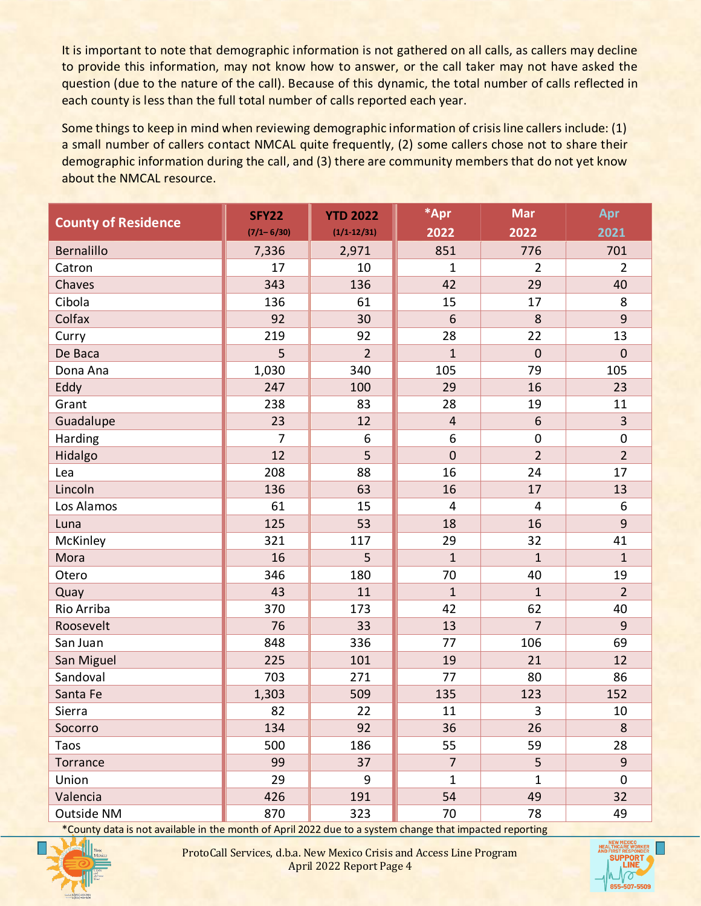It is important to note that demographic information is not gathered on all calls, as callers may decline to provide this information, may not know how to answer, or the call taker may not have asked the question (due to the nature of the call). Because of this dynamic, the total number of calls reflected in each county is less than the full total number of calls reported each year.

Some things to keep in mind when reviewing demographic information of crisis line callers include: (1) a small number of callers contact NMCAL quite frequently, (2) some callers chose not to share their demographic information during the call, and (3) there are community members that do not yet know about the NMCAL resource.

| County of Residence | SFY22 (7/1– 6/30) | YTD 2022 (1/1-12/31) | *Apr 2022 | Mar 2022 | Apr 2021 |
|---|---|---|---|---|---|
| Bernalillo | 7,336 | 2,971 | 851 | 776 | 701 |
| Catron | 17 | 10 | 1 | 2 | 2 |
| Chaves | 343 | 136 | 42 | 29 | 40 |
| Cibola | 136 | 61 | 15 | 17 | 8 |
| Colfax | 92 | 30 | 6 | 8 | 9 |
| Curry | 219 | 92 | 28 | 22 | 13 |
| De Baca | 5 | 2 | 1 | 0 | 0 |
| Dona Ana | 1,030 | 340 | 105 | 79 | 105 |
| Eddy | 247 | 100 | 29 | 16 | 23 |
| Grant | 238 | 83 | 28 | 19 | 11 |
| Guadalupe | 23 | 12 | 4 | 6 | 3 |
| Harding | 7 | 6 | 6 | 0 | 0 |
| Hidalgo | 12 | 5 | 0 | 2 | 2 |
| Lea | 208 | 88 | 16 | 24 | 17 |
| Lincoln | 136 | 63 | 16 | 17 | 13 |
| Los Alamos | 61 | 15 | 4 | 4 | 6 |
| Luna | 125 | 53 | 18 | 16 | 9 |
| McKinley | 321 | 117 | 29 | 32 | 41 |
| Mora | 16 | 5 | 1 | 1 | 1 |
| Otero | 346 | 180 | 70 | 40 | 19 |
| Quay | 43 | 11 | 1 | 1 | 2 |
| Rio Arriba | 370 | 173 | 42 | 62 | 40 |
| Roosevelt | 76 | 33 | 13 | 7 | 9 |
| San Juan | 848 | 336 | 77 | 106 | 69 |
| San Miguel | 225 | 101 | 19 | 21 | 12 |
| Sandoval | 703 | 271 | 77 | 80 | 86 |
| Santa Fe | 1,303 | 509 | 135 | 123 | 152 |
| Sierra | 82 | 22 | 11 | 3 | 10 |
| Socorro | 134 | 92 | 36 | 26 | 8 |
| Taos | 500 | 186 | 55 | 59 | 28 |
| Torrance | 99 | 37 | 7 | 5 | 9 |
| Union | 29 | 9 | 1 | 1 | 0 |
| Valencia | 426 | 191 | 54 | 49 | 32 |
| Outside NM | 870 | 323 | 70 | 78 | 49 |

*County data is not available in the month of April 2022 due to a system change that impacted reporting

ProtoCall Services, d.b.a. New Mexico Crisis and Access Line Program
April 2022 Report Page 4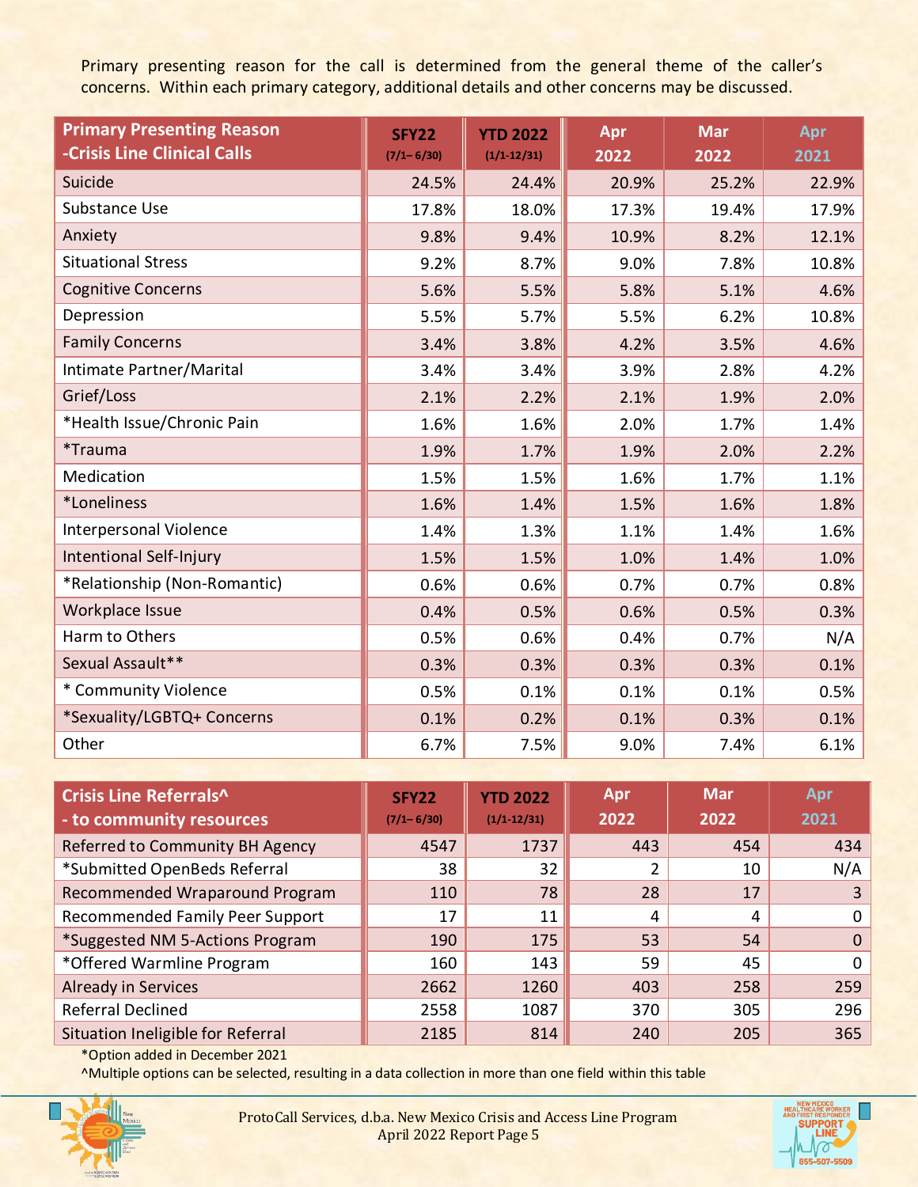Primary presenting reason for the call is determined from the general theme of the caller's concerns. Within each primary category, additional details and other concerns may be discussed.

| Primary Presenting Reason -Crisis Line Clinical Calls | SFY22 (7/1– 6/30) | YTD 2022 (1/1-12/31) | Apr 2022 | Mar 2022 | Apr 2021 |
|---|---|---|---|---|---|
| Suicide | 24.5% | 24.4% | 20.9% | 25.2% | 22.9% |
| Substance Use | 17.8% | 18.0% | 17.3% | 19.4% | 17.9% |
| Anxiety | 9.8% | 9.4% | 10.9% | 8.2% | 12.1% |
| Situational Stress | 9.2% | 8.7% | 9.0% | 7.8% | 10.8% |
| Cognitive Concerns | 5.6% | 5.5% | 5.8% | 5.1% | 4.6% |
| Depression | 5.5% | 5.7% | 5.5% | 6.2% | 10.8% |
| Family Concerns | 3.4% | 3.8% | 4.2% | 3.5% | 4.6% |
| Intimate Partner/Marital | 3.4% | 3.4% | 3.9% | 2.8% | 4.2% |
| Grief/Loss | 2.1% | 2.2% | 2.1% | 1.9% | 2.0% |
| *Health Issue/Chronic Pain | 1.6% | 1.6% | 2.0% | 1.7% | 1.4% |
| *Trauma | 1.9% | 1.7% | 1.9% | 2.0% | 2.2% |
| Medication | 1.5% | 1.5% | 1.6% | 1.7% | 1.1% |
| *Loneliness | 1.6% | 1.4% | 1.5% | 1.6% | 1.8% |
| Interpersonal Violence | 1.4% | 1.3% | 1.1% | 1.4% | 1.6% |
| Intentional Self-Injury | 1.5% | 1.5% | 1.0% | 1.4% | 1.0% |
| *Relationship (Non-Romantic) | 0.6% | 0.6% | 0.7% | 0.7% | 0.8% |
| Workplace Issue | 0.4% | 0.5% | 0.6% | 0.5% | 0.3% |
| Harm to Others | 0.5% | 0.6% | 0.4% | 0.7% | N/A |
| Sexual Assault** | 0.3% | 0.3% | 0.3% | 0.3% | 0.1% |
| * Community Violence | 0.5% | 0.1% | 0.1% | 0.1% | 0.5% |
| *Sexuality/LGBTQ+ Concerns | 0.1% | 0.2% | 0.1% | 0.3% | 0.1% |
| Other | 6.7% | 7.5% | 9.0% | 7.4% | 6.1% |

| Crisis Line Referrals^ - to community resources | SFY22 (7/1– 6/30) | YTD 2022 (1/1-12/31) | Apr 2022 | Mar 2022 | Apr 2021 |
|---|---|---|---|---|---|
| Referred to Community BH Agency | 4547 | 1737 | 443 | 454 | 434 |
| *Submitted OpenBeds Referral | 38 | 32 | 2 | 10 | N/A |
| Recommended Wraparound Program | 110 | 78 | 28 | 17 | 3 |
| Recommended Family Peer Support | 17 | 11 | 4 | 4 | 0 |
| *Suggested NM 5-Actions Program | 190 | 175 | 53 | 54 | 0 |
| *Offered Warmline Program | 160 | 143 | 59 | 45 | 0 |
| Already in Services | 2662 | 1260 | 403 | 258 | 259 |
| Referral Declined | 2558 | 1087 | 370 | 305 | 296 |
| Situation Ineligible for Referral | 2185 | 814 | 240 | 205 | 365 |

*Option added in December 2021

^Multiple options can be selected, resulting in a data collection in more than one field within this table

ProtoCall Services, d.b.a. New Mexico Crisis and Access Line Program
April 2022 Report Page 5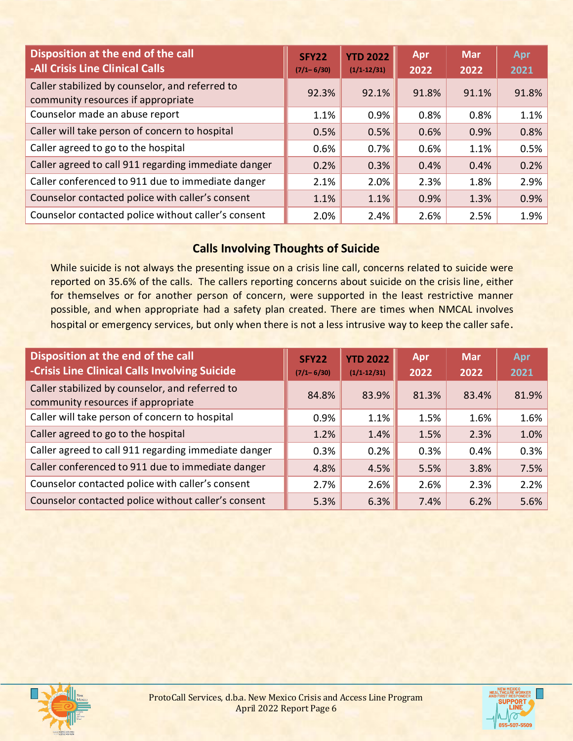| Disposition at the end of the call -All Crisis Line Clinical Calls | SFY22 (7/1– 6/30) | YTD 2022 (1/1-12/31) | Apr 2022 | Mar 2022 | Apr 2021 |
|---|---|---|---|---|---|
| Caller stabilized by counselor, and referred to community resources if appropriate | 92.3% | 92.1% | 91.8% | 91.1% | 91.8% |
| Counselor made an abuse report | 1.1% | 0.9% | 0.8% | 0.8% | 1.1% |
| Caller will take person of concern to hospital | 0.5% | 0.5% | 0.6% | 0.9% | 0.8% |
| Caller agreed to go to the hospital | 0.6% | 0.7% | 0.6% | 1.1% | 0.5% |
| Caller agreed to call 911 regarding immediate danger | 0.2% | 0.3% | 0.4% | 0.4% | 0.2% |
| Caller conferenced to 911 due to immediate danger | 2.1% | 2.0% | 2.3% | 1.8% | 2.9% |
| Counselor contacted police with caller's consent | 1.1% | 1.1% | 0.9% | 1.3% | 0.9% |
| Counselor contacted police without caller's consent | 2.0% | 2.4% | 2.6% | 2.5% | 1.9% |

## Calls Involving Thoughts of Suicide

While suicide is not always the presenting issue on a crisis line call, concerns related to suicide were reported on 35.6% of the calls. The callers reporting concerns about suicide on the crisis line, either for themselves or for another person of concern, were supported in the least restrictive manner possible, and when appropriate had a safety plan created. There are times when NMCAL involves hospital or emergency services, but only when there is not a less intrusive way to keep the caller safe.

| Disposition at the end of the call -Crisis Line Clinical Calls Involving Suicide | SFY22 (7/1– 6/30) | YTD 2022 (1/1-12/31) | Apr 2022 | Mar 2022 | Apr 2021 |
|---|---|---|---|---|---|
| Caller stabilized by counselor, and referred to community resources if appropriate | 84.8% | 83.9% | 81.3% | 83.4% | 81.9% |
| Caller will take person of concern to hospital | 0.9% | 1.1% | 1.5% | 1.6% | 1.6% |
| Caller agreed to go to the hospital | 1.2% | 1.4% | 1.5% | 2.3% | 1.0% |
| Caller agreed to call 911 regarding immediate danger | 0.3% | 0.2% | 0.3% | 0.4% | 0.3% |
| Caller conferenced to 911 due to immediate danger | 4.8% | 4.5% | 5.5% | 3.8% | 7.5% |
| Counselor contacted police with caller's consent | 2.7% | 2.6% | 2.6% | 2.3% | 2.2% |
| Counselor contacted police without caller's consent | 5.3% | 6.3% | 7.4% | 6.2% | 5.6% |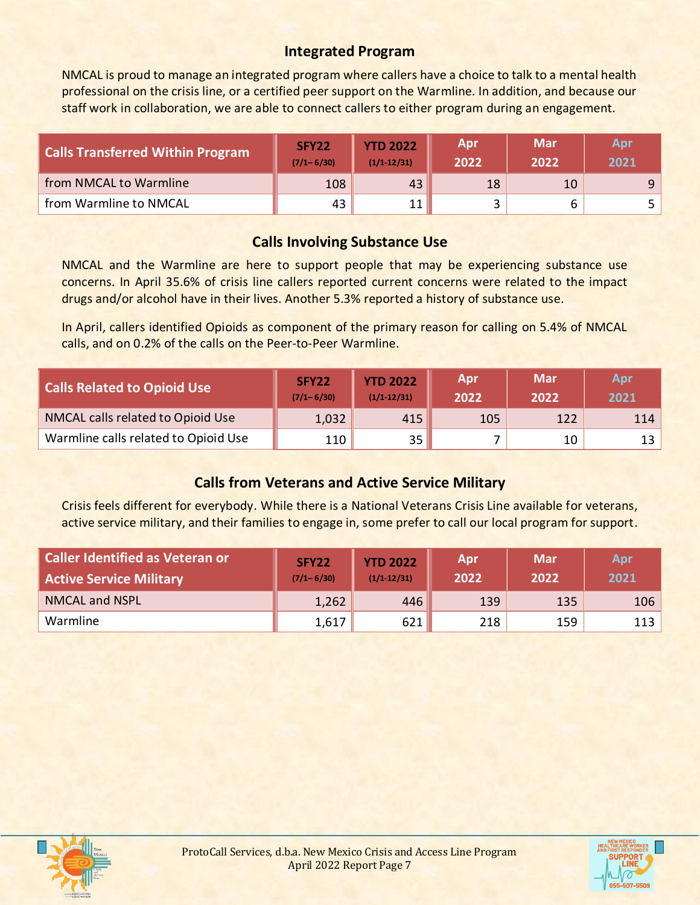## Integrated Program

NMCAL is proud to manage an integrated program where callers have a choice to talk to a mental health professional on the crisis line, or a certified peer support on the Warmline. In addition, and because our staff work in collaboration, we are able to connect callers to either program during an engagement.

| Calls Transferred Within Program | SFY22 (7/1– 6/30) | YTD 2022 (1/1-12/31) | Apr 2022 | Mar 2022 | Apr 2021 |
|---|---|---|---|---|---|
| from NMCAL to Warmline | 108 | 43 | 18 | 10 | 9 |
| from Warmline to NMCAL | 43 | 11 | 3 | 6 | 5 |

## Calls Involving Substance Use

NMCAL and the Warmline are here to support people that may be experiencing substance use concerns. In April 35.6% of crisis line callers reported current concerns were related to the impact drugs and/or alcohol have in their lives. Another 5.3% reported a history of substance use.

In April, callers identified Opioids as component of the primary reason for calling on 5.4% of NMCAL calls, and on 0.2% of the calls on the Peer-to-Peer Warmline.

| Calls Related to Opioid Use | SFY22 (7/1– 6/30) | YTD 2022 (1/1-12/31) | Apr 2022 | Mar 2022 | Apr 2021 |
|---|---|---|---|---|---|
| NMCAL calls related to Opioid Use | 1,032 | 415 | 105 | 122 | 114 |
| Warmline calls related to Opioid Use | 110 | 35 | 7 | 10 | 13 |

## Calls from Veterans and Active Service Military

Crisis feels different for everybody. While there is a National Veterans Crisis Line available for veterans, active service military, and their families to engage in, some prefer to call our local program for support.

| Caller Identified as Veteran or Active Service Military | SFY22 (7/1– 6/30) | YTD 2022 (1/1-12/31) | Apr 2022 | Mar 2022 | Apr 2021 |
|---|---|---|---|---|---|
| NMCAL and NSPL | 1,262 | 446 | 139 | 135 | 106 |
| Warmline | 1,617 | 621 | 218 | 159 | 113 |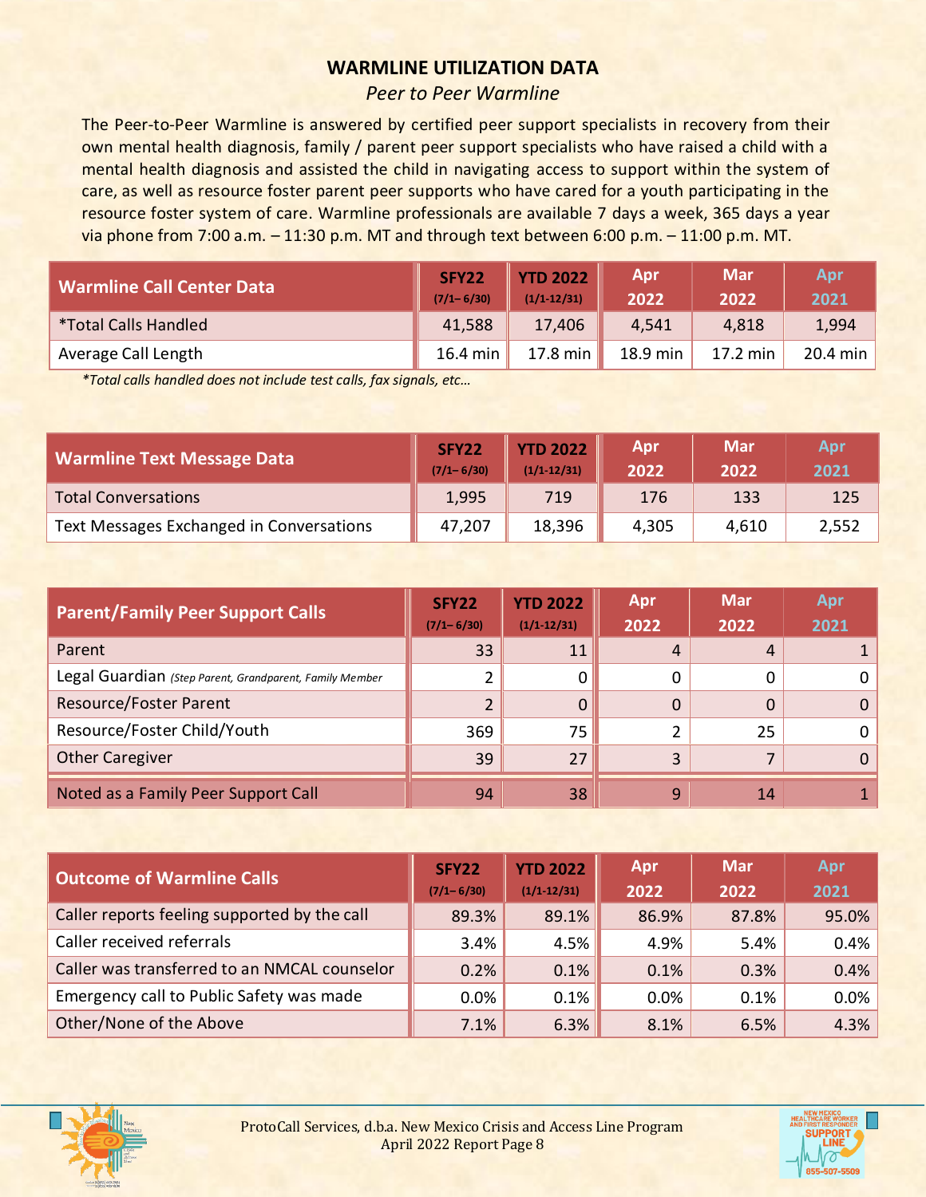# WARMLINE UTILIZATION DATA

*Peer to Peer Warmline*

The Peer-to-Peer Warmline is answered by certified peer support specialists in recovery from their own mental health diagnosis, family / parent peer support specialists who have raised a child with a mental health diagnosis and assisted the child in navigating access to support within the system of care, as well as resource foster parent peer supports who have cared for a youth participating in the resource foster system of care. Warmline professionals are available 7 days a week, 365 days a year via phone from 7:00 a.m. – 11:30 p.m. MT and through text between 6:00 p.m. – 11:00 p.m. MT.

| Warmline Call Center Data | SFY22 (7/1– 6/30) | YTD 2022 (1/1-12/31) | Apr 2022 | Mar 2022 | Apr 2021 |
|---|---|---|---|---|---|
| *Total Calls Handled | 41,588 | 17,406 | 4,541 | 4,818 | 1,994 |
| Average Call Length | 16.4 min | 17.8 min | 18.9 min | 17.2 min | 20.4 min |

*\*Total calls handled does not include test calls, fax signals, etc…*

| Warmline Text Message Data | SFY22 (7/1– 6/30) | YTD 2022 (1/1-12/31) | Apr 2022 | Mar 2022 | Apr 2021 |
|---|---|---|---|---|---|
| Total Conversations | 1,995 | 719 | 176 | 133 | 125 |
| Text Messages Exchanged in Conversations | 47,207 | 18,396 | 4,305 | 4,610 | 2,552 |

| Parent/Family Peer Support Calls | SFY22 (7/1– 6/30) | YTD 2022 (1/1-12/31) | Apr 2022 | Mar 2022 | Apr 2021 |
|---|---|---|---|---|---|
| Parent | 33 | 11 | 4 | 4 | 1 |
| Legal Guardian *(Step Parent, Grandparent, Family Member* | 2 | 0 | 0 | 0 | 0 |
| Resource/Foster Parent | 2 | 0 | 0 | 0 | 0 |
| Resource/Foster Child/Youth | 369 | 75 | 2 | 25 | 0 |
| Other Caregiver | 39 | 27 | 3 | 7 | 0 |
| Noted as a Family Peer Support Call | 94 | 38 | 9 | 14 | 1 |

| Outcome of Warmline Calls | SFY22 (7/1– 6/30) | YTD 2022 (1/1-12/31) | Apr 2022 | Mar 2022 | Apr 2021 |
|---|---|---|---|---|---|
| Caller reports feeling supported by the call | 89.3% | 89.1% | 86.9% | 87.8% | 95.0% |
| Caller received referrals | 3.4% | 4.5% | 4.9% | 5.4% | 0.4% |
| Caller was transferred to an NMCAL counselor | 0.2% | 0.1% | 0.1% | 0.3% | 0.4% |
| Emergency call to Public Safety was made | 0.0% | 0.1% | 0.0% | 0.1% | 0.0% |
| Other/None of the Above | 7.1% | 6.3% | 8.1% | 6.5% | 4.3% |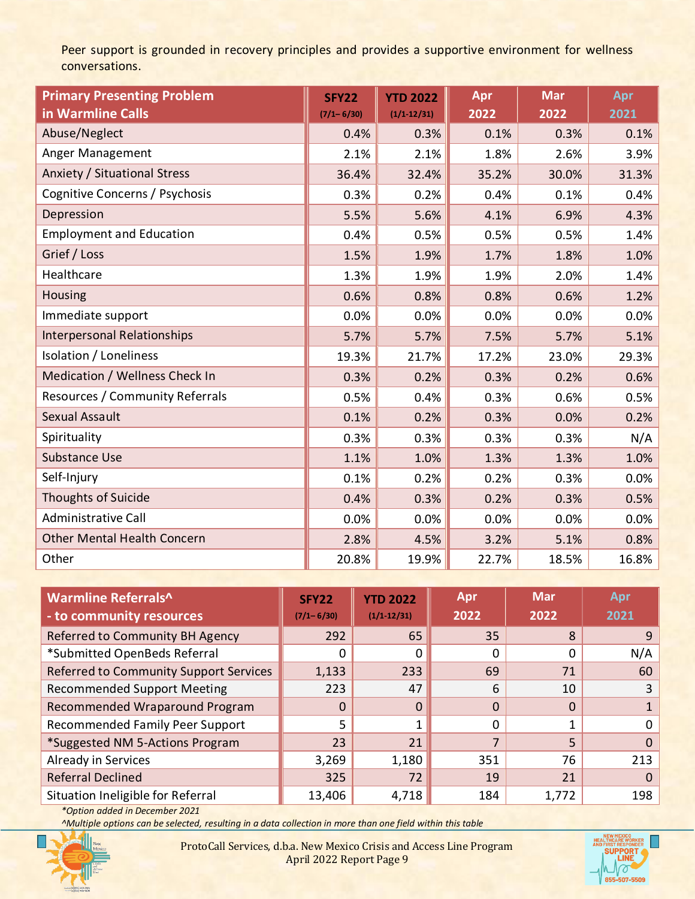Peer support is grounded in recovery principles and provides a supportive environment for wellness conversations.

| Primary Presenting Problem in Warmline Calls | SFY22 (7/1– 6/30) | YTD 2022 (1/1-12/31) | Apr 2022 | Mar 2022 | Apr 2021 |
|---|---|---|---|---|---|
| Abuse/Neglect | 0.4% | 0.3% | 0.1% | 0.3% | 0.1% |
| Anger Management | 2.1% | 2.1% | 1.8% | 2.6% | 3.9% |
| Anxiety / Situational Stress | 36.4% | 32.4% | 35.2% | 30.0% | 31.3% |
| Cognitive Concerns / Psychosis | 0.3% | 0.2% | 0.4% | 0.1% | 0.4% |
| Depression | 5.5% | 5.6% | 4.1% | 6.9% | 4.3% |
| Employment and Education | 0.4% | 0.5% | 0.5% | 0.5% | 1.4% |
| Grief / Loss | 1.5% | 1.9% | 1.7% | 1.8% | 1.0% |
| Healthcare | 1.3% | 1.9% | 1.9% | 2.0% | 1.4% |
| Housing | 0.6% | 0.8% | 0.8% | 0.6% | 1.2% |
| Immediate support | 0.0% | 0.0% | 0.0% | 0.0% | 0.0% |
| Interpersonal Relationships | 5.7% | 5.7% | 7.5% | 5.7% | 5.1% |
| Isolation / Loneliness | 19.3% | 21.7% | 17.2% | 23.0% | 29.3% |
| Medication / Wellness Check In | 0.3% | 0.2% | 0.3% | 0.2% | 0.6% |
| Resources / Community Referrals | 0.5% | 0.4% | 0.3% | 0.6% | 0.5% |
| Sexual Assault | 0.1% | 0.2% | 0.3% | 0.0% | 0.2% |
| Spirituality | 0.3% | 0.3% | 0.3% | 0.3% | N/A |
| Substance Use | 1.1% | 1.0% | 1.3% | 1.3% | 1.0% |
| Self-Injury | 0.1% | 0.2% | 0.2% | 0.3% | 0.0% |
| Thoughts of Suicide | 0.4% | 0.3% | 0.2% | 0.3% | 0.5% |
| Administrative Call | 0.0% | 0.0% | 0.0% | 0.0% | 0.0% |
| Other Mental Health Concern | 2.8% | 4.5% | 3.2% | 5.1% | 0.8% |
| Other | 20.8% | 19.9% | 22.7% | 18.5% | 16.8% |

| Warmline Referrals^ - to community resources | SFY22 (7/1– 6/30) | YTD 2022 (1/1-12/31) | Apr 2022 | Mar 2022 | Apr 2021 |
|---|---|---|---|---|---|
| Referred to Community BH Agency | 292 | 65 | 35 | 8 | 9 |
| *Submitted OpenBeds Referral | 0 | 0 | 0 | 0 | N/A |
| Referred to Community Support Services | 1,133 | 233 | 69 | 71 | 60 |
| Recommended Support Meeting | 223 | 47 | 6 | 10 | 3 |
| Recommended Wraparound Program | 0 | 0 | 0 | 0 | 1 |
| Recommended Family Peer Support | 5 | 1 | 0 | 1 | 0 |
| *Suggested NM 5-Actions Program | 23 | 21 | 7 | 5 | 0 |
| Already in Services | 3,269 | 1,180 | 351 | 76 | 213 |
| Referral Declined | 325 | 72 | 19 | 21 | 0 |
| Situation Ineligible for Referral | 13,406 | 4,718 | 184 | 1,772 | 198 |

*\*Option added in December 2021*

*^Multiple options can be selected, resulting in a data collection in more than one field within this table*

ProtoCall Services, d.b.a. New Mexico Crisis and Access Line Program
April 2022 Report Page 9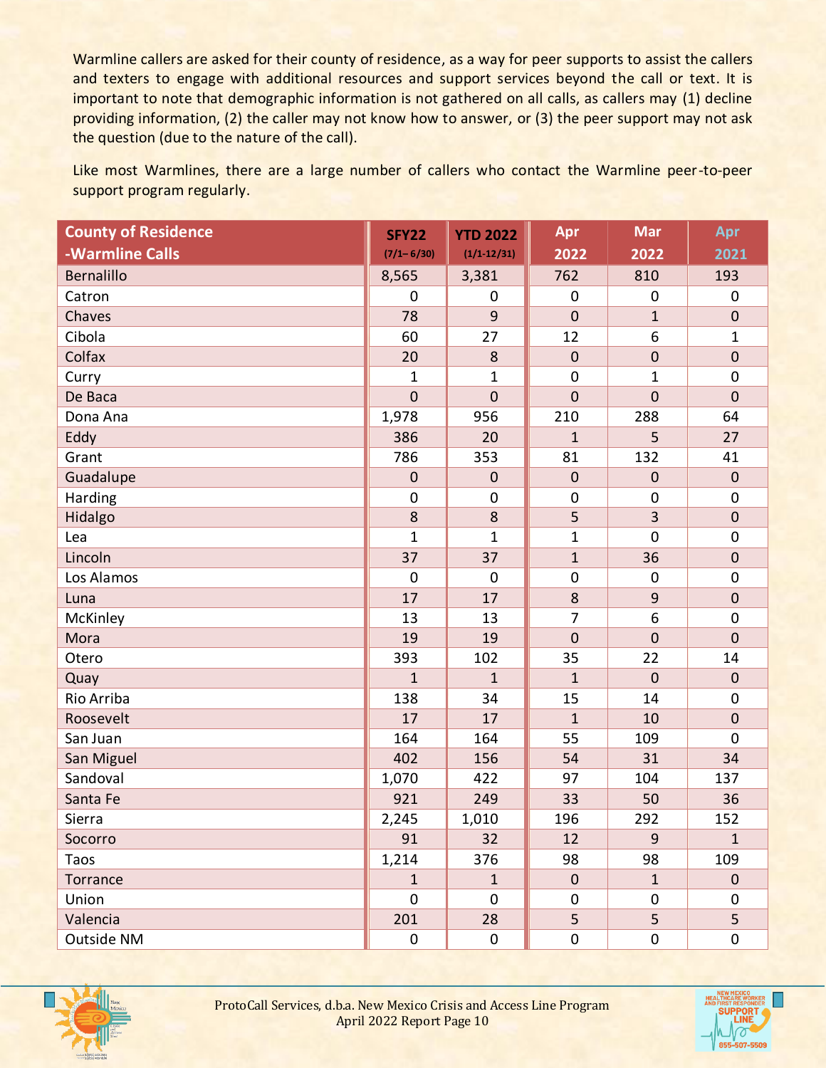Warmline callers are asked for their county of residence, as a way for peer supports to assist the callers and texters to engage with additional resources and support services beyond the call or text. It is important to note that demographic information is not gathered on all calls, as callers may (1) decline providing information, (2) the caller may not know how to answer, or (3) the peer support may not ask the question (due to the nature of the call).

Like most Warmlines, there are a large number of callers who contact the Warmline peer-to-peer support program regularly.

| County of Residence -Warmline Calls | SFY22 (7/1–6/30) | YTD 2022 (1/1-12/31) | Apr 2022 | Mar 2022 | Apr 2021 |
|---|---|---|---|---|---|
| Bernalillo | 8,565 | 3,381 | 762 | 810 | 193 |
| Catron | 0 | 0 | 0 | 0 | 0 |
| Chaves | 78 | 9 | 0 | 1 | 0 |
| Cibola | 60 | 27 | 12 | 6 | 1 |
| Colfax | 20 | 8 | 0 | 0 | 0 |
| Curry | 1 | 1 | 0 | 1 | 0 |
| De Baca | 0 | 0 | 0 | 0 | 0 |
| Dona Ana | 1,978 | 956 | 210 | 288 | 64 |
| Eddy | 386 | 20 | 1 | 5 | 27 |
| Grant | 786 | 353 | 81 | 132 | 41 |
| Guadalupe | 0 | 0 | 0 | 0 | 0 |
| Harding | 0 | 0 | 0 | 0 | 0 |
| Hidalgo | 8 | 8 | 5 | 3 | 0 |
| Lea | 1 | 1 | 1 | 0 | 0 |
| Lincoln | 37 | 37 | 1 | 36 | 0 |
| Los Alamos | 0 | 0 | 0 | 0 | 0 |
| Luna | 17 | 17 | 8 | 9 | 0 |
| McKinley | 13 | 13 | 7 | 6 | 0 |
| Mora | 19 | 19 | 0 | 0 | 0 |
| Otero | 393 | 102 | 35 | 22 | 14 |
| Quay | 1 | 1 | 1 | 0 | 0 |
| Rio Arriba | 138 | 34 | 15 | 14 | 0 |
| Roosevelt | 17 | 17 | 1 | 10 | 0 |
| San Juan | 164 | 164 | 55 | 109 | 0 |
| San Miguel | 402 | 156 | 54 | 31 | 34 |
| Sandoval | 1,070 | 422 | 97 | 104 | 137 |
| Santa Fe | 921 | 249 | 33 | 50 | 36 |
| Sierra | 2,245 | 1,010 | 196 | 292 | 152 |
| Socorro | 91 | 32 | 12 | 9 | 1 |
| Taos | 1,214 | 376 | 98 | 98 | 109 |
| Torrance | 1 | 1 | 0 | 1 | 0 |
| Union | 0 | 0 | 0 | 0 | 0 |
| Valencia | 201 | 28 | 5 | 5 | 5 |
| Outside NM | 0 | 0 | 0 | 0 | 0 |

ProtoCall Services, d.b.a. New Mexico Crisis and Access Line Program
April 2022 Report Page 10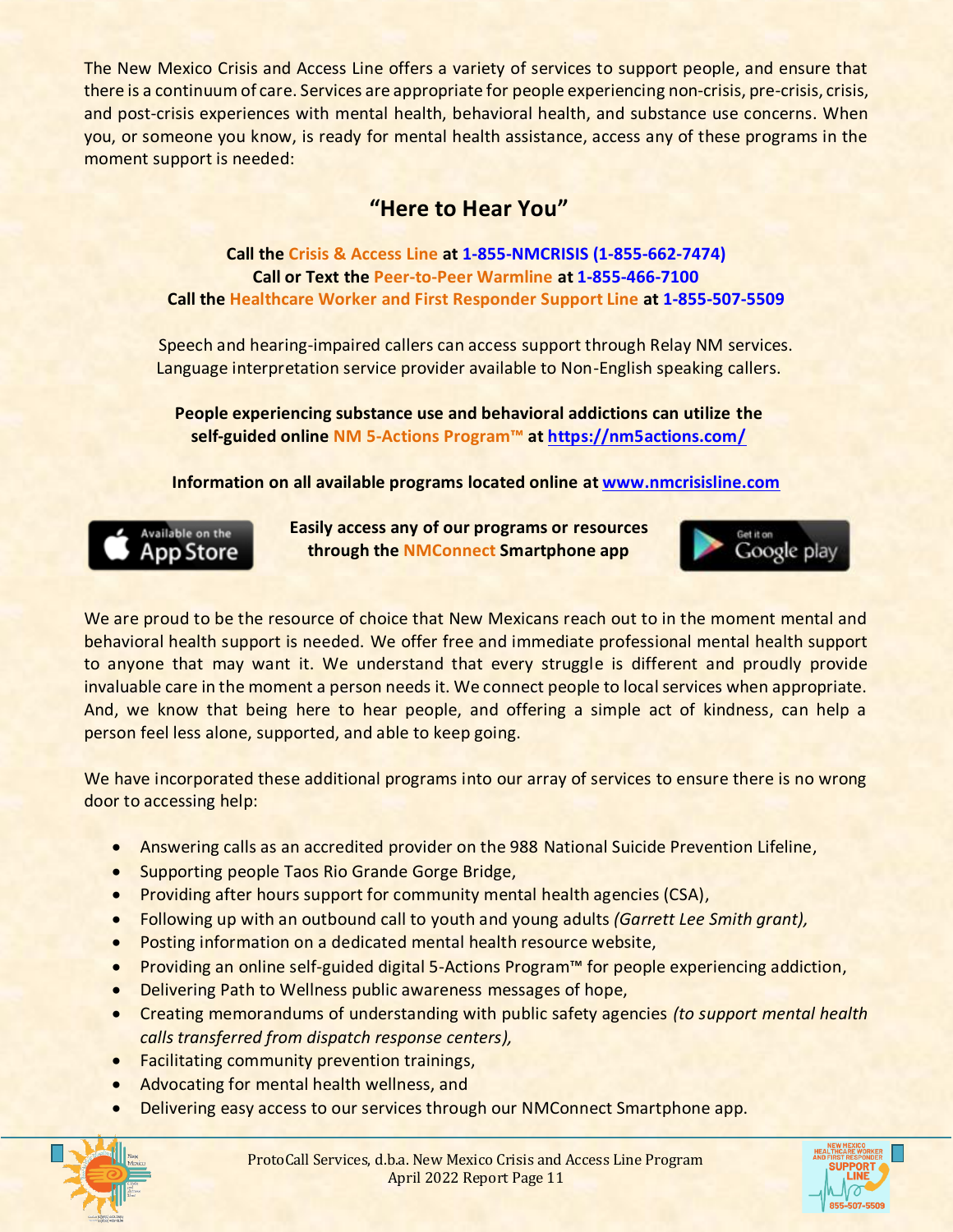The New Mexico Crisis and Access Line offers a variety of services to support people, and ensure that there is a continuum of care. Services are appropriate for people experiencing non-crisis, pre-crisis, crisis, and post-crisis experiences with mental health, behavioral health, and substance use concerns. When you, or someone you know, is ready for mental health assistance, access any of these programs in the moment support is needed:

## "Here to Hear You"

**Call the Crisis & Access Line at 1-855-NMCRISIS (1-855-662-7474)**
**Call or Text the Peer-to-Peer Warmline at 1-855-466-7100**
**Call the Healthcare Worker and First Responder Support Line at 1-855-507-5509**

Speech and hearing-impaired callers can access support through Relay NM services.
Language interpretation service provider available to Non-English speaking callers.

**People experiencing substance use and behavioral addictions can utilize the self-guided online NM 5-Actions Program™ at https://nm5actions.com/**

**Information on all available programs located online at www.nmcrisisline.com**

Available on the App Store

**Easily access any of our programs or resources through the NMConnect Smartphone app**

Get it on Google play

We are proud to be the resource of choice that New Mexicans reach out to in the moment mental and behavioral health support is needed. We offer free and immediate professional mental health support to anyone that may want it. We understand that every struggle is different and proudly provide invaluable care in the moment a person needs it. We connect people to local services when appropriate. And, we know that being here to hear people, and offering a simple act of kindness, can help a person feel less alone, supported, and able to keep going.

We have incorporated these additional programs into our array of services to ensure there is no wrong door to accessing help:

- Answering calls as an accredited provider on the 988 National Suicide Prevention Lifeline,
- Supporting people Taos Rio Grande Gorge Bridge,
- Providing after hours support for community mental health agencies (CSA),
- Following up with an outbound call to youth and young adults *(Garrett Lee Smith grant),*
- Posting information on a dedicated mental health resource website,
- Providing an online self-guided digital 5-Actions Program™ for people experiencing addiction,
- Delivering Path to Wellness public awareness messages of hope,
- Creating memorandums of understanding with public safety agencies *(to support mental health calls transferred from dispatch response centers),*
- Facilitating community prevention trainings,
- Advocating for mental health wellness, and
- Delivering easy access to our services through our NMConnect Smartphone app.